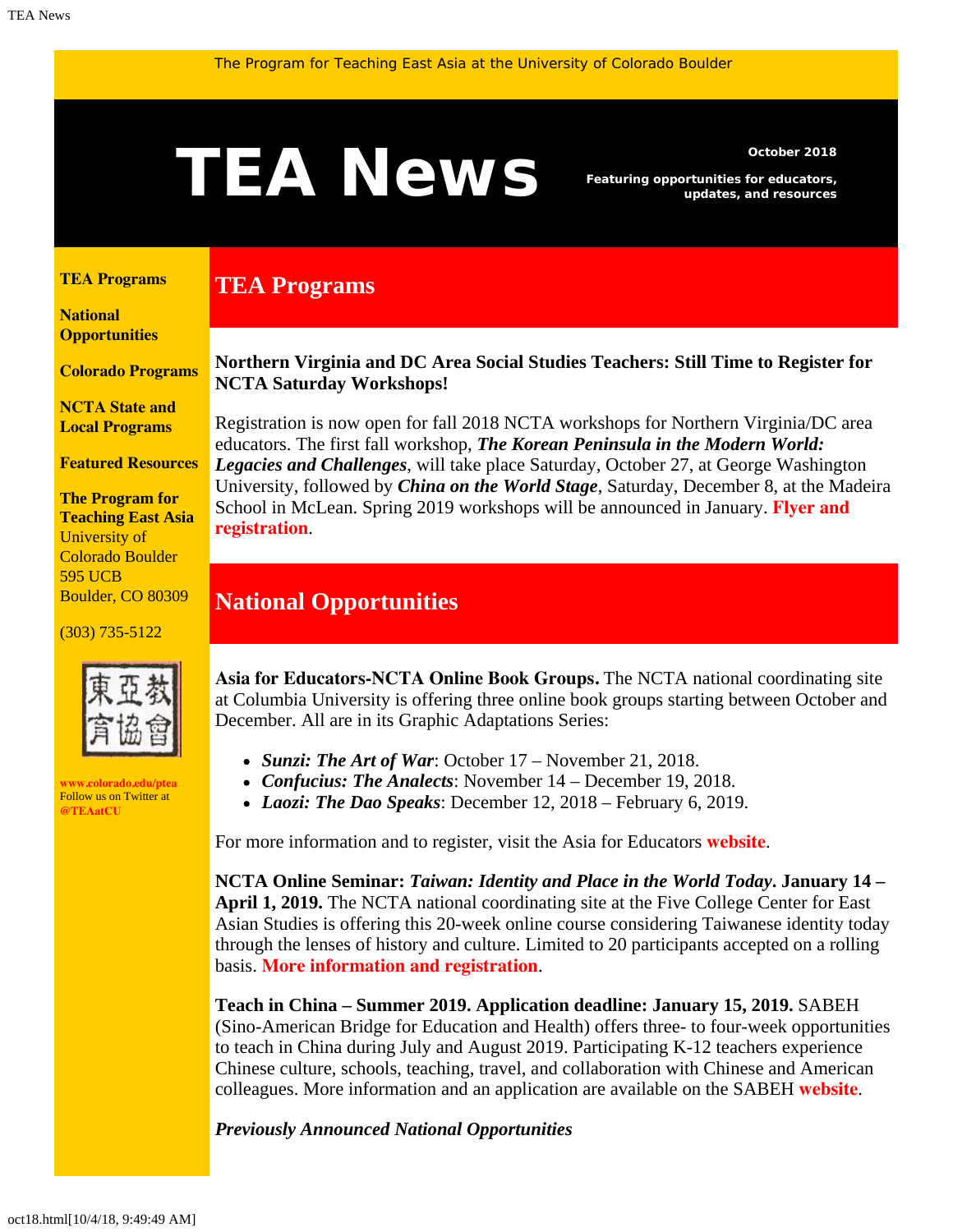The Program for Teaching East Asia at the University of Colorado Boulder

# TEA News

**October 2018**

**Featuring opportunities for educators, updates, and resources**

**TEA Programs**

**National Opportunities**

**Colorado Programs**

**NCTA State and Local Programs**

**Featured Resources**

**The Program for Teaching East Asia**
University of Colorado Boulder
595 UCB
Boulder, CO 80309

(303) 735-5122

**www.colorado.edu/ptea**
Follow us on Twitter at **@TEAatCU**

## TEA Programs

**Northern Virginia and DC Area Social Studies Teachers: Still Time to Register for NCTA Saturday Workshops!**

Registration is now open for fall 2018 NCTA workshops for Northern Virginia/DC area educators. The first fall workshop, ***The Korean Peninsula in the Modern World: Legacies and Challenges***, will take place Saturday, October 27, at George Washington University, followed by ***China on the World Stage***, Saturday, December 8, at the Madeira School in McLean. Spring 2019 workshops will be announced in January. **Flyer and registration**.

## National Opportunities

**Asia for Educators-NCTA Online Book Groups.** The NCTA national coordinating site at Columbia University is offering three online book groups starting between October and December. All are in its Graphic Adaptations Series:

- ***Sunzi: The Art of War***: October 17 – November 21, 2018.
- ***Confucius: The Analects***: November 14 – December 19, 2018.
- ***Laozi: The Dao Speaks***: December 12, 2018 – February 6, 2019.

For more information and to register, visit the Asia for Educators **website**.

**NCTA Online Seminar: *Taiwan: Identity and Place in the World Today*. January 14 – April 1, 2019.** The NCTA national coordinating site at the Five College Center for East Asian Studies is offering this 20-week online course considering Taiwanese identity today through the lenses of history and culture. Limited to 20 participants accepted on a rolling basis. **More information and registration**.

**Teach in China – Summer 2019. Application deadline: January 15, 2019.** SABEH (Sino-American Bridge for Education and Health) offers three- to four-week opportunities to teach in China during July and August 2019. Participating K-12 teachers experience Chinese culture, schools, teaching, travel, and collaboration with Chinese and American colleagues. More information and an application are available on the SABEH **website**.

***Previously Announced National Opportunities***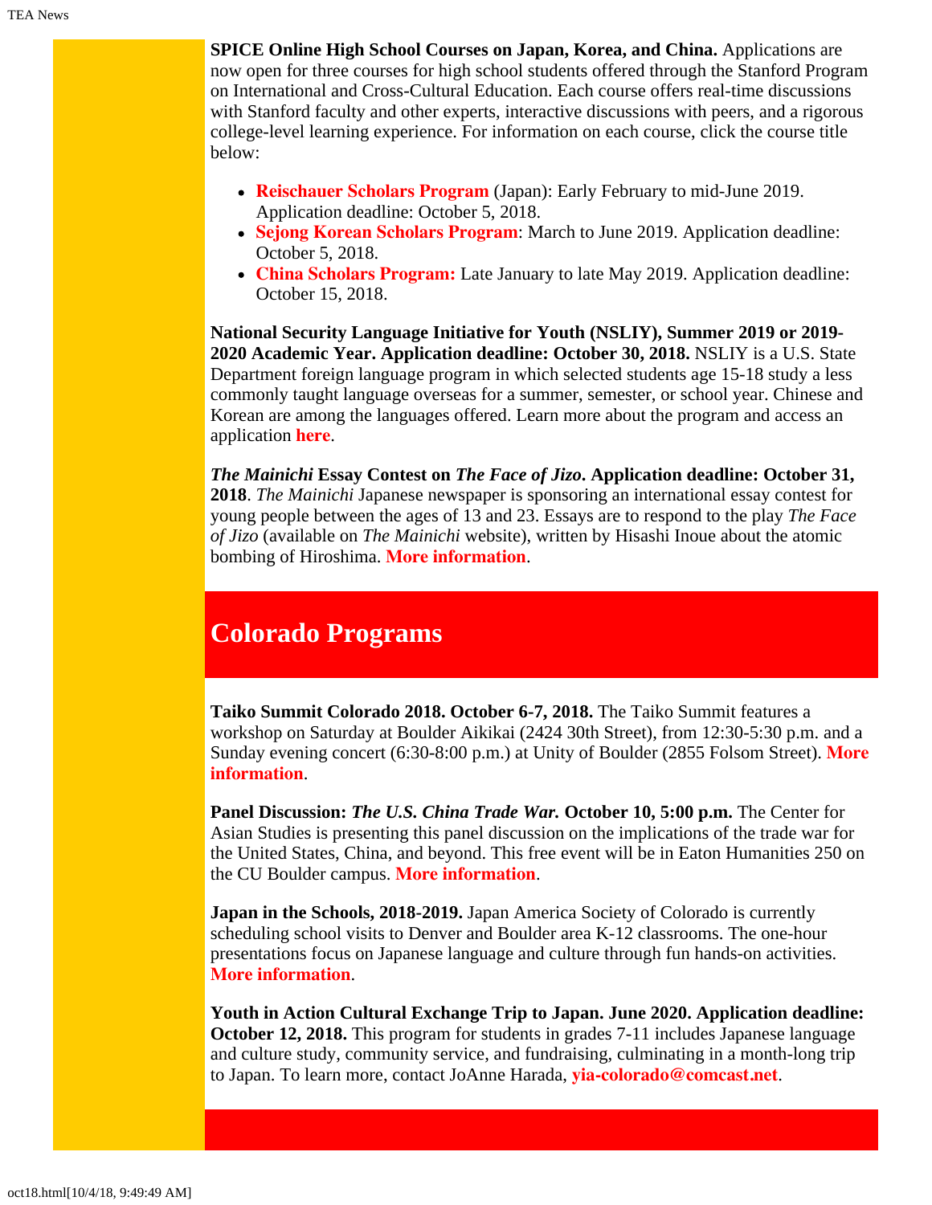**SPICE Online High School Courses on Japan, Korea, and China.** Applications are now open for three courses for high school students offered through the Stanford Program on International and Cross-Cultural Education. Each course offers real-time discussions with Stanford faculty and other experts, interactive discussions with peers, and a rigorous college-level learning experience. For information on each course, click the course title below:

- **Reischauer Scholars Program** (Japan): Early February to mid-June 2019. Application deadline: October 5, 2018.
- **Sejong Korean Scholars Program**: March to June 2019. Application deadline: October 5, 2018.
- **China Scholars Program:** Late January to late May 2019. Application deadline: October 15, 2018.

**National Security Language Initiative for Youth (NSLIY), Summer 2019 or 2019-2020 Academic Year. Application deadline: October 30, 2018.** NSLIY is a U.S. State Department foreign language program in which selected students age 15-18 study a less commonly taught language overseas for a summer, semester, or school year. Chinese and Korean are among the languages offered. Learn more about the program and access an application **here**.

***The Mainichi* Essay Contest on *The Face of Jizo*. Application deadline: October 31, 2018**. *The Mainichi* Japanese newspaper is sponsoring an international essay contest for young people between the ages of 13 and 23. Essays are to respond to the play *The Face of Jizo* (available on *The Mainichi* website), written by Hisashi Inoue about the atomic bombing of Hiroshima. **More information**.

## Colorado Programs

**Taiko Summit Colorado 2018. October 6-7, 2018.** The Taiko Summit features a workshop on Saturday at Boulder Aikikai (2424 30th Street), from 12:30-5:30 p.m. and a Sunday evening concert (6:30-8:00 p.m.) at Unity of Boulder (2855 Folsom Street). **More information**.

**Panel Discussion: *The U.S. China Trade War.* October 10, 5:00 p.m.** The Center for Asian Studies is presenting this panel discussion on the implications of the trade war for the United States, China, and beyond. This free event will be in Eaton Humanities 250 on the CU Boulder campus. **More information**.

**Japan in the Schools, 2018-2019.** Japan America Society of Colorado is currently scheduling school visits to Denver and Boulder area K-12 classrooms. The one-hour presentations focus on Japanese language and culture through fun hands-on activities. **More information**.

**Youth in Action Cultural Exchange Trip to Japan. June 2020. Application deadline: October 12, 2018.** This program for students in grades 7-11 includes Japanese language and culture study, community service, and fundraising, culminating in a month-long trip to Japan. To learn more, contact JoAnne Harada, **yia-colorado@comcast.net**.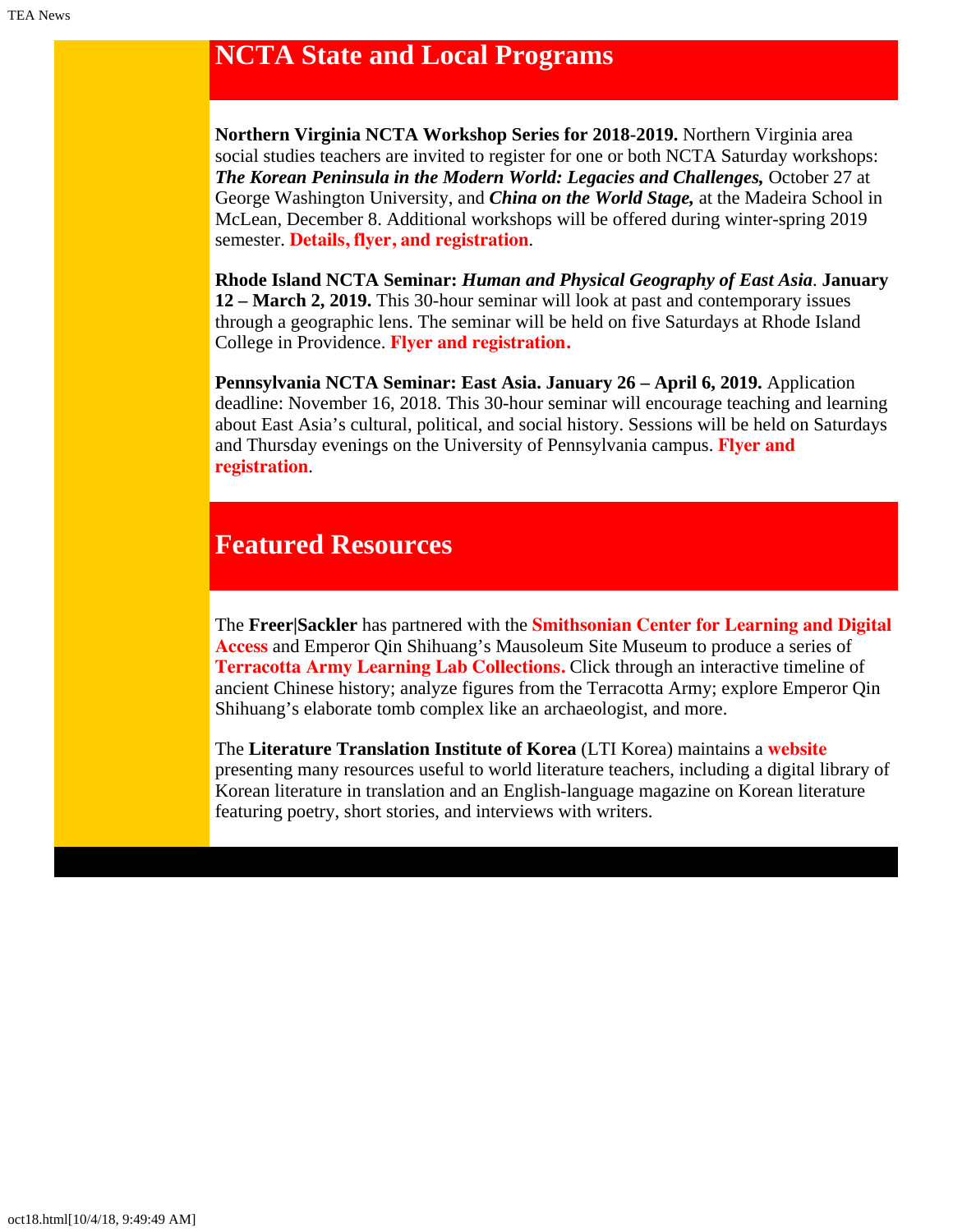## NCTA State and Local Programs

**Northern Virginia NCTA Workshop Series for 2018-2019.** Northern Virginia area social studies teachers are invited to register for one or both NCTA Saturday workshops: ***The Korean Peninsula in the Modern World: Legacies and Challenges,*** October 27 at George Washington University, and ***China on the World Stage,*** at the Madeira School in McLean, December 8. Additional workshops will be offered during winter-spring 2019 semester. **Details, flyer, and registration**.

**Rhode Island NCTA Seminar:** ***Human and Physical Geography of East Asia***. **January 12 – March 2, 2019.** This 30-hour seminar will look at past and contemporary issues through a geographic lens. The seminar will be held on five Saturdays at Rhode Island College in Providence. **Flyer and registration.**

**Pennsylvania NCTA Seminar: East Asia. January 26 – April 6, 2019.** Application deadline: November 16, 2018. This 30-hour seminar will encourage teaching and learning about East Asia's cultural, political, and social history. Sessions will be held on Saturdays and Thursday evenings on the University of Pennsylvania campus. **Flyer and registration**.

## Featured Resources

The **Freer|Sackler** has partnered with the **Smithsonian Center for Learning and Digital Access** and Emperor Qin Shihuang's Mausoleum Site Museum to produce a series of **Terracotta Army Learning Lab Collections.** Click through an interactive timeline of ancient Chinese history; analyze figures from the Terracotta Army; explore Emperor Qin Shihuang's elaborate tomb complex like an archaeologist, and more.

The **Literature Translation Institute of Korea** (LTI Korea) maintains a **website** presenting many resources useful to world literature teachers, including a digital library of Korean literature in translation and an English-language magazine on Korean literature featuring poetry, short stories, and interviews with writers.